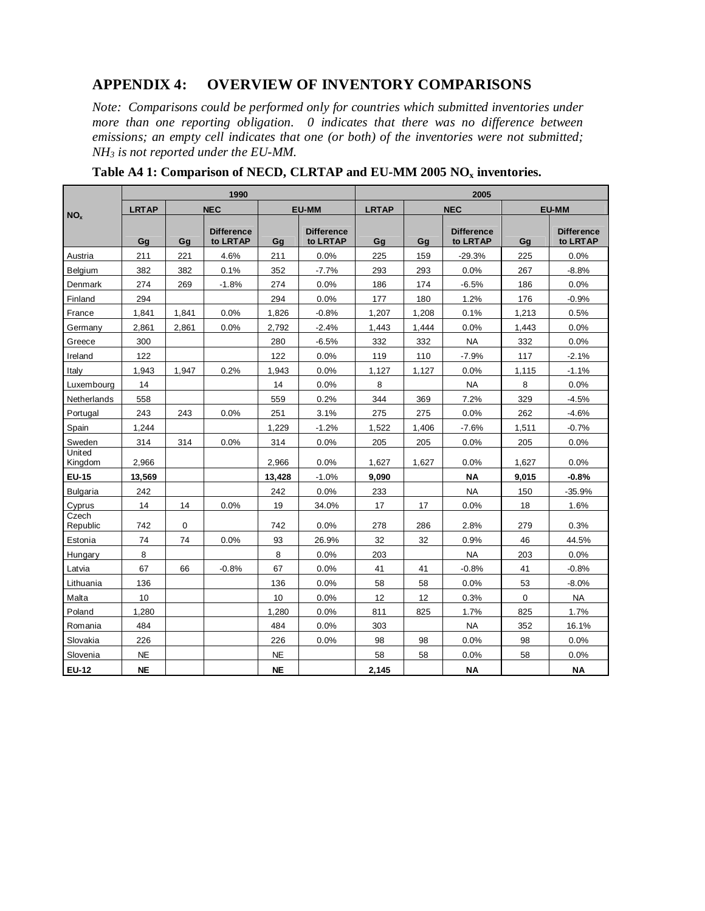# APPENDIX 4: OVERVIEW OF INVENTORY COMPARISONS

*Note: Comparisons could be performed only for countries which submitted inventories under more than one reporting obligation. 0 indicates that there was no difference between emissions; an empty cell indicates that one (or both) of the inventories were not submitted; $NH_3$ is not reported under the EU-MM.*

**Table A4 1: Comparison of NECD, CLRTAP and EU-MM 2005 $NO_x$ inventories.**

| $NO_x$ | 1990 | | | | | 2005 | | | | |
|---|---|---|---|---|---|---|---|---|---|---|
| | LRTAP | NEC | | EU-MM | | LRTAP | NEC | | EU-MM | |
| | Gg | Gg | Difference to LRTAP | Gg | Difference to LRTAP | Gg | Gg | Difference to LRTAP | Gg | Difference to LRTAP |
| Austria | 211 | 221 | 4.6% | 211 | 0.0% | 225 | 159 | -29.3% | 225 | 0.0% |
| Belgium | 382 | 382 | 0.1% | 352 | -7.7% | 293 | 293 | 0.0% | 267 | -8.8% |
| Denmark | 274 | 269 | -1.8% | 274 | 0.0% | 186 | 174 | -6.5% | 186 | 0.0% |
| Finland | 294 | | | 294 | 0.0% | 177 | 180 | 1.2% | 176 | -0.9% |
| France | 1,841 | 1,841 | 0.0% | 1,826 | -0.8% | 1,207 | 1,208 | 0.1% | 1,213 | 0.5% |
| Germany | 2,861 | 2,861 | 0.0% | 2,792 | -2.4% | 1,443 | 1,444 | 0.0% | 1,443 | 0.0% |
| Greece | 300 | | | 280 | -6.5% | 332 | 332 | NA | 332 | 0.0% |
| Ireland | 122 | | | 122 | 0.0% | 119 | 110 | -7.9% | 117 | -2.1% |
| Italy | 1,943 | 1,947 | 0.2% | 1,943 | 0.0% | 1,127 | 1,127 | 0.0% | 1,115 | -1.1% |
| Luxembourg | 14 | | | 14 | 0.0% | 8 | | NA | 8 | 0.0% |
| Netherlands | 558 | | | 559 | 0.2% | 344 | 369 | 7.2% | 329 | -4.5% |
| Portugal | 243 | 243 | 0.0% | 251 | 3.1% | 275 | 275 | 0.0% | 262 | -4.6% |
| Spain | 1,244 | | | 1,229 | -1.2% | 1,522 | 1,406 | -7.6% | 1,511 | -0.7% |
| Sweden | 314 | 314 | 0.0% | 314 | 0.0% | 205 | 205 | 0.0% | 205 | 0.0% |
| United Kingdom | 2,966 | | | 2,966 | 0.0% | 1,627 | 1,627 | 0.0% | 1,627 | 0.0% |
| **EU-15** | **13,569** | | | **13,428** | -1.0% | **9,090** | | **NA** | **9,015** | **-0.8%** |
| Bulgaria | 242 | | | 242 | 0.0% | 233 | | NA | 150 | -35.9% |
| Cyprus | 14 | 14 | 0.0% | 19 | 34.0% | 17 | 17 | 0.0% | 18 | 1.6% |
| Czech Republic | 742 | 0 | | 742 | 0.0% | 278 | 286 | 2.8% | 279 | 0.3% |
| Estonia | 74 | 74 | 0.0% | 93 | 26.9% | 32 | 32 | 0.9% | 46 | 44.5% |
| Hungary | 8 | | | 8 | 0.0% | 203 | | NA | 203 | 0.0% |
| Latvia | 67 | 66 | -0.8% | 67 | 0.0% | 41 | 41 | -0.8% | 41 | -0.8% |
| Lithuania | 136 | | | 136 | 0.0% | 58 | 58 | 0.0% | 53 | -8.0% |
| Malta | 10 | | | 10 | 0.0% | 12 | 12 | 0.3% | 0 | NA |
| Poland | 1,280 | | | 1,280 | 0.0% | 811 | 825 | 1.7% | 825 | 1.7% |
| Romania | 484 | | | 484 | 0.0% | 303 | | NA | 352 | 16.1% |
| Slovakia | 226 | | | 226 | 0.0% | 98 | 98 | 0.0% | 98 | 0.0% |
| Slovenia | NE | | | NE | | 58 | 58 | 0.0% | 58 | 0.0% |
| **EU-12** | **NE** | | | **NE** | | **2,145** | | **NA** | | **NA** |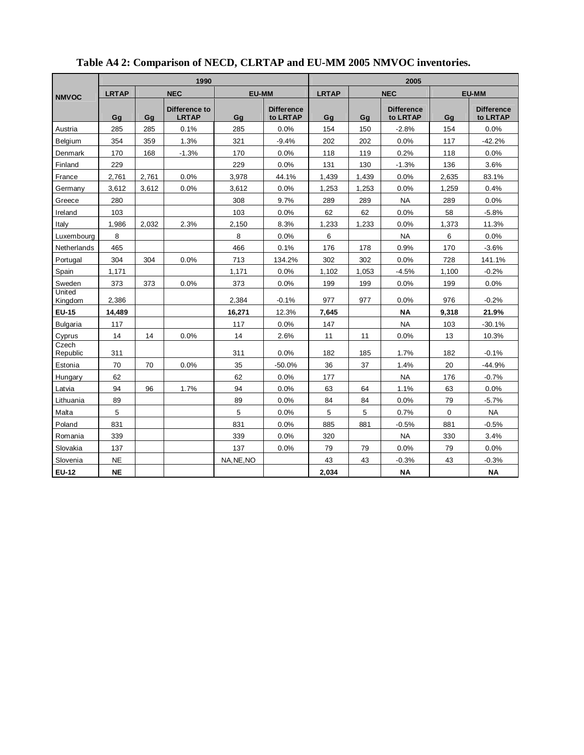**Table A4 2: Comparison of NECD, CLRTAP and EU-MM 2005 NMVOC inventories.**

| NMVOC | 1990 | | | | | 2005 | | | | |
|---|---|---|---|---|---|---|---|---|---|---|
| | LRTAP | NEC | | EU-MM | | LRTAP | NEC | | EU-MM | |
| | Gg | Gg | Difference to LRTAP | Gg | Difference to LRTAP | Gg | Gg | Difference to LRTAP | Gg | Difference to LRTAP |
| Austria | 285 | 285 | 0.1% | 285 | 0.0% | 154 | 150 | -2.8% | 154 | 0.0% |
| Belgium | 354 | 359 | 1.3% | 321 | -9.4% | 202 | 202 | 0.0% | 117 | -42.2% |
| Denmark | 170 | 168 | -1.3% | 170 | 0.0% | 118 | 119 | 0.2% | 118 | 0.0% |
| Finland | 229 | | | 229 | 0.0% | 131 | 130 | -1.3% | 136 | 3.6% |
| France | 2,761 | 2,761 | 0.0% | 3,978 | 44.1% | 1,439 | 1,439 | 0.0% | 2,635 | 83.1% |
| Germany | 3,612 | 3,612 | 0.0% | 3,612 | 0.0% | 1,253 | 1,253 | 0.0% | 1,259 | 0.4% |
| Greece | 280 | | | 308 | 9.7% | 289 | 289 | NA | 289 | 0.0% |
| Ireland | 103 | | | 103 | 0.0% | 62 | 62 | 0.0% | 58 | -5.8% |
| Italy | 1,986 | 2,032 | 2.3% | 2,150 | 8.3% | 1,233 | 1,233 | 0.0% | 1,373 | 11.3% |
| Luxembourg | 8 | | | 8 | 0.0% | 6 | | NA | 6 | 0.0% |
| Netherlands | 465 | | | 466 | 0.1% | 176 | 178 | 0.9% | 170 | -3.6% |
| Portugal | 304 | 304 | 0.0% | 713 | 134.2% | 302 | 302 | 0.0% | 728 | 141.1% |
| Spain | 1,171 | | | 1,171 | 0.0% | 1,102 | 1,053 | -4.5% | 1,100 | -0.2% |
| Sweden | 373 | 373 | 0.0% | 373 | 0.0% | 199 | 199 | 0.0% | 199 | 0.0% |
| United Kingdom | 2,386 | | | 2,384 | -0.1% | 977 | 977 | 0.0% | 976 | -0.2% |
| **EU-15** | **14,489** | | | **16,271** | 12.3% | **7,645** | | **NA** | **9,318** | **21.9%** |
| Bulgaria | 117 | | | 117 | 0.0% | 147 | | NA | 103 | -30.1% |
| Cyprus | 14 | 14 | 0.0% | 14 | 2.6% | 11 | 11 | 0.0% | 13 | 10.3% |
| Czech Republic | 311 | | | 311 | 0.0% | 182 | 185 | 1.7% | 182 | -0.1% |
| Estonia | 70 | 70 | 0.0% | 35 | -50.0% | 36 | 37 | 1.4% | 20 | -44.9% |
| Hungary | 62 | | | 62 | 0.0% | 177 | | NA | 176 | -0.7% |
| Latvia | 94 | 96 | 1.7% | 94 | 0.0% | 63 | 64 | 1.1% | 63 | 0.0% |
| Lithuania | 89 | | | 89 | 0.0% | 84 | 84 | 0.0% | 79 | -5.7% |
| Malta | 5 | | | 5 | 0.0% | 5 | 5 | 0.7% | 0 | NA |
| Poland | 831 | | | 831 | 0.0% | 885 | 881 | -0.5% | 881 | -0.5% |
| Romania | 339 | | | 339 | 0.0% | 320 | | NA | 330 | 3.4% |
| Slovakia | 137 | | | 137 | 0.0% | 79 | 79 | 0.0% | 79 | 0.0% |
| Slovenia | NE | | | NA,NE,NO | | 43 | 43 | -0.3% | 43 | -0.3% |
| **EU-12** | **NE** | | | | | **2,034** | | **NA** | | **NA** |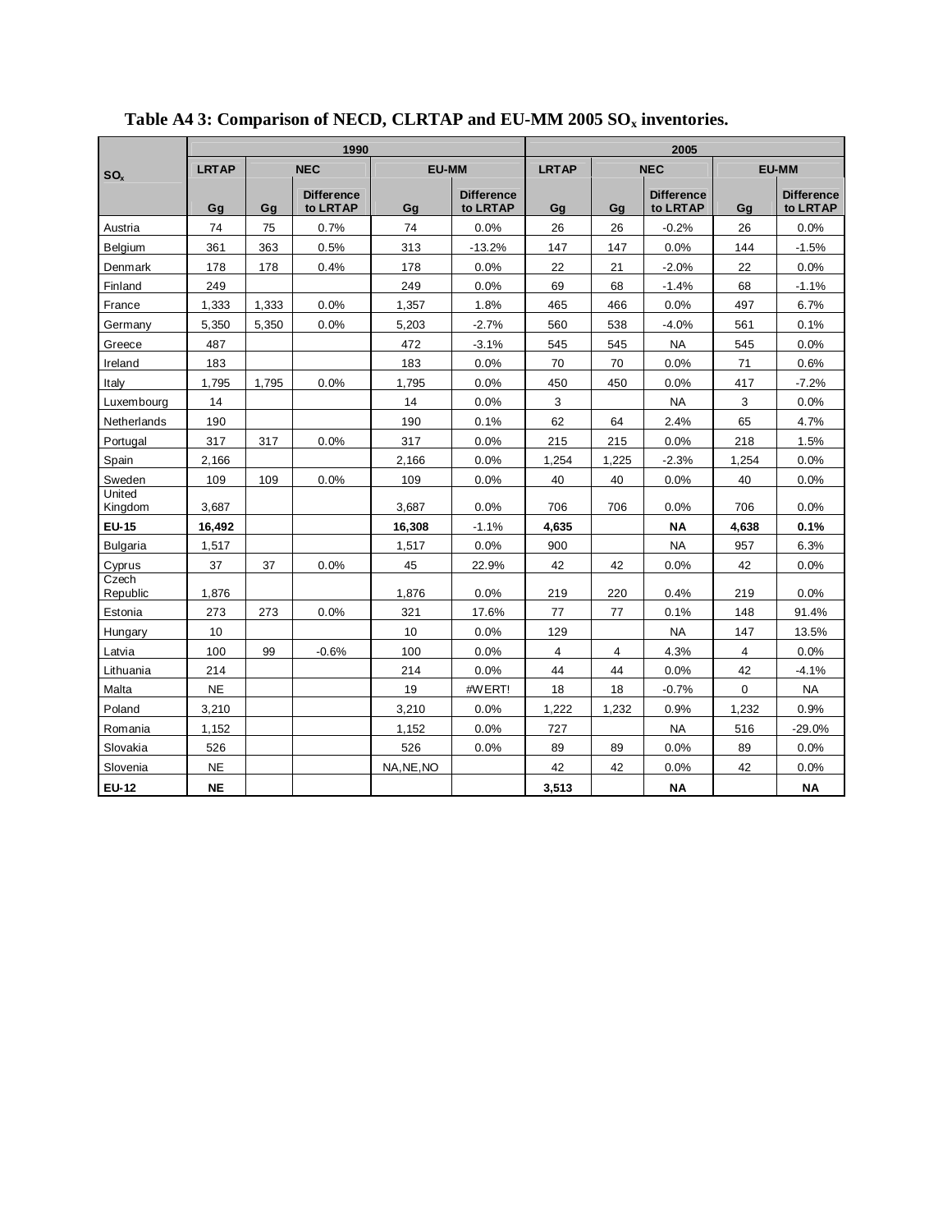**Table A4 3: Comparison of NECD, CLRTAP and EU-MM 2005 $SO_x$ inventories.**

| $SO_x$ | 1990 | | | | | 2005 | | | | |
|---|---|---|---|---|---|---|---|---|---|---|
| | LRTAP | NEC | | EU-MM | | LRTAP | NEC | | EU-MM | |
| | Gg | Gg | Difference to LRTAP | Gg | Difference to LRTAP | Gg | Gg | Difference to LRTAP | Gg | Difference to LRTAP |
| Austria | 74 | 75 | 0.7% | 74 | 0.0% | 26 | 26 | -0.2% | 26 | 0.0% |
| Belgium | 361 | 363 | 0.5% | 313 | -13.2% | 147 | 147 | 0.0% | 144 | -1.5% |
| Denmark | 178 | 178 | 0.4% | 178 | 0.0% | 22 | 21 | -2.0% | 22 | 0.0% |
| Finland | 249 | | | 249 | 0.0% | 69 | 68 | -1.4% | 68 | -1.1% |
| France | 1,333 | 1,333 | 0.0% | 1,357 | 1.8% | 465 | 466 | 0.0% | 497 | 6.7% |
| Germany | 5,350 | 5,350 | 0.0% | 5,203 | -2.7% | 560 | 538 | -4.0% | 561 | 0.1% |
| Greece | 487 | | | 472 | -3.1% | 545 | 545 | NA | 545 | 0.0% |
| Ireland | 183 | | | 183 | 0.0% | 70 | 70 | 0.0% | 71 | 0.6% |
| Italy | 1,795 | 1,795 | 0.0% | 1,795 | 0.0% | 450 | 450 | 0.0% | 417 | -7.2% |
| Luxembourg | 14 | | | 14 | 0.0% | 3 | | NA | 3 | 0.0% |
| Netherlands | 190 | | | 190 | 0.1% | 62 | 64 | 2.4% | 65 | 4.7% |
| Portugal | 317 | 317 | 0.0% | 317 | 0.0% | 215 | 215 | 0.0% | 218 | 1.5% |
| Spain | 2,166 | | | 2,166 | 0.0% | 1,254 | 1,225 | -2.3% | 1,254 | 0.0% |
| Sweden | 109 | 109 | 0.0% | 109 | 0.0% | 40 | 40 | 0.0% | 40 | 0.0% |
| United Kingdom | 3,687 | | | 3,687 | 0.0% | 706 | 706 | 0.0% | 706 | 0.0% |
| **EU-15** | **16,492** | | | **16,308** | -1.1% | **4,635** | | **NA** | **4,638** | **0.1%** |
| Bulgaria | 1,517 | | | 1,517 | 0.0% | 900 | | NA | 957 | 6.3% |
| Cyprus | 37 | 37 | 0.0% | 45 | 22.9% | 42 | 42 | 0.0% | 42 | 0.0% |
| Czech Republic | 1,876 | | | 1,876 | 0.0% | 219 | 220 | 0.4% | 219 | 0.0% |
| Estonia | 273 | 273 | 0.0% | 321 | 17.6% | 77 | 77 | 0.1% | 148 | 91.4% |
| Hungary | 10 | | | 10 | 0.0% | 129 | | NA | 147 | 13.5% |
| Latvia | 100 | 99 | -0.6% | 100 | 0.0% | 4 | 4 | 4.3% | 4 | 0.0% |
| Lithuania | 214 | | | 214 | 0.0% | 44 | 44 | 0.0% | 42 | -4.1% |
| Malta | NE | | | 19 | #WERT! | 18 | 18 | -0.7% | 0 | NA |
| Poland | 3,210 | | | 3,210 | 0.0% | 1,222 | 1,232 | 0.9% | 1,232 | 0.9% |
| Romania | 1,152 | | | 1,152 | 0.0% | 727 | | NA | 516 | -29.0% |
| Slovakia | 526 | | | 526 | 0.0% | 89 | 89 | 0.0% | 89 | 0.0% |
| Slovenia | NE | | | NA,NE,NO | | 42 | 42 | 0.0% | 42 | 0.0% |
| **EU-12** | **NE** | | | | | **3,513** | | **NA** | | **NA** |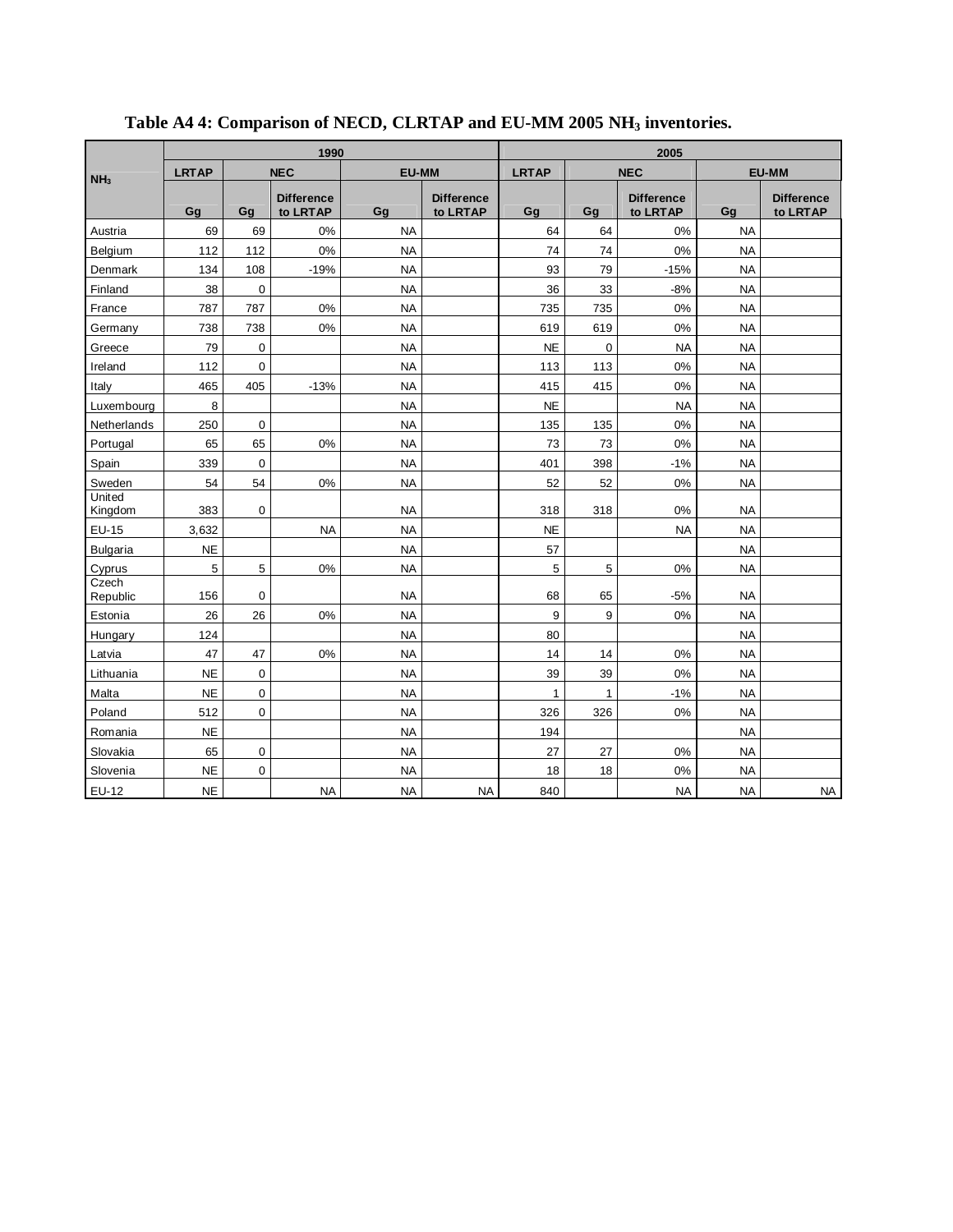**Table A4 4: Comparison of NECD, CLRTAP and EU-MM 2005 $NH_3$ inventories.**

| $NH_3$ | 1990 | | | | | 2005 | | | | |
|---|---|---|---|---|---|---|---|---|---|---|
| | LRTAP | NEC | | EU-MM | | LRTAP | NEC | | EU-MM | |
| | Gg | Gg | Difference to LRTAP | Gg | Difference to LRTAP | Gg | Gg | Difference to LRTAP | Gg | Difference to LRTAP |
| Austria | 69 | 69 | 0% | NA | | 64 | 64 | 0% | NA | |
| Belgium | 112 | 112 | 0% | NA | | 74 | 74 | 0% | NA | |
| Denmark | 134 | 108 | -19% | NA | | 93 | 79 | -15% | NA | |
| Finland | 38 | 0 | | NA | | 36 | 33 | -8% | NA | |
| France | 787 | 787 | 0% | NA | | 735 | 735 | 0% | NA | |
| Germany | 738 | 738 | 0% | NA | | 619 | 619 | 0% | NA | |
| Greece | 79 | 0 | | NA | | NE | 0 | NA | NA | |
| Ireland | 112 | 0 | | NA | | 113 | 113 | 0% | NA | |
| Italy | 465 | 405 | -13% | NA | | 415 | 415 | 0% | NA | |
| Luxembourg | 8 | | | NA | | NE | | NA | NA | |
| Netherlands | 250 | 0 | | NA | | 135 | 135 | 0% | NA | |
| Portugal | 65 | 65 | 0% | NA | | 73 | 73 | 0% | NA | |
| Spain | 339 | 0 | | NA | | 401 | 398 | -1% | NA | |
| Sweden | 54 | 54 | 0% | NA | | 52 | 52 | 0% | NA | |
| United Kingdom | 383 | 0 | | NA | | 318 | 318 | 0% | NA | |
| EU-15 | 3,632 | | NA | NA | | NE | | NA | NA | |
| Bulgaria | NE | | | NA | | 57 | | | NA | |
| Cyprus | 5 | 5 | 0% | NA | | 5 | 5 | 0% | NA | |
| Czech Republic | 156 | 0 | | NA | | 68 | 65 | -5% | NA | |
| Estonia | 26 | 26 | 0% | NA | | 9 | 9 | 0% | NA | |
| Hungary | 124 | | | NA | | 80 | | | NA | |
| Latvia | 47 | 47 | 0% | NA | | 14 | 14 | 0% | NA | |
| Lithuania | NE | 0 | | NA | | 39 | 39 | 0% | NA | |
| Malta | NE | 0 | | NA | | 1 | 1 | -1% | NA | |
| Poland | 512 | 0 | | NA | | 326 | 326 | 0% | NA | |
| Romania | NE | | | NA | | 194 | | | NA | |
| Slovakia | 65 | 0 | | NA | | 27 | 27 | 0% | NA | |
| Slovenia | NE | 0 | | NA | | 18 | 18 | 0% | NA | |
| EU-12 | NE | | NA | NA | NA | 840 | | NA | NA | NA |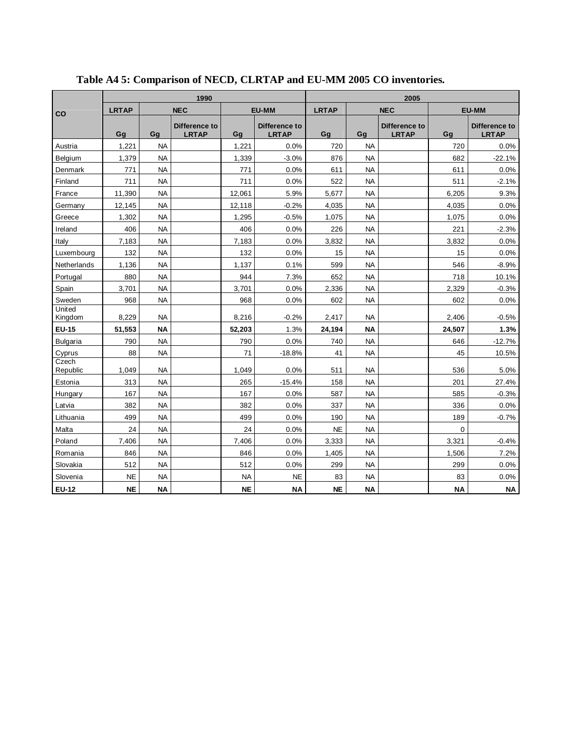**Table A4 5: Comparison of NECD, CLRTAP and EU-MM 2005 CO inventories.**

| CO | 1990 | | | | | 2005 | | | | |
|---|---|---|---|---|---|---|---|---|---|---|
| | LRTAP | NEC | | EU-MM | | LRTAP | NEC | | EU-MM | |
| | Gg | Gg | Difference to LRTAP | Gg | Difference to LRTAP | Gg | Gg | Difference to LRTAP | Gg | Difference to LRTAP |
| Austria | 1,221 | NA | | 1,221 | 0.0% | 720 | NA | | 720 | 0.0% |
| Belgium | 1,379 | NA | | 1,339 | -3.0% | 876 | NA | | 682 | -22.1% |
| Denmark | 771 | NA | | 771 | 0.0% | 611 | NA | | 611 | 0.0% |
| Finland | 711 | NA | | 711 | 0.0% | 522 | NA | | 511 | -2.1% |
| France | 11,390 | NA | | 12,061 | 5.9% | 5,677 | NA | | 6,205 | 9.3% |
| Germany | 12,145 | NA | | 12,118 | -0.2% | 4,035 | NA | | 4,035 | 0.0% |
| Greece | 1,302 | NA | | 1,295 | -0.5% | 1,075 | NA | | 1,075 | 0.0% |
| Ireland | 406 | NA | | 406 | 0.0% | 226 | NA | | 221 | -2.3% |
| Italy | 7,183 | NA | | 7,183 | 0.0% | 3,832 | NA | | 3,832 | 0.0% |
| Luxembourg | 132 | NA | | 132 | 0.0% | 15 | NA | | 15 | 0.0% |
| Netherlands | 1,136 | NA | | 1,137 | 0.1% | 599 | NA | | 546 | -8.9% |
| Portugal | 880 | NA | | 944 | 7.3% | 652 | NA | | 718 | 10.1% |
| Spain | 3,701 | NA | | 3,701 | 0.0% | 2,336 | NA | | 2,329 | -0.3% |
| Sweden | 968 | NA | | 968 | 0.0% | 602 | NA | | 602 | 0.0% |
| United Kingdom | 8,229 | NA | | 8,216 | -0.2% | 2,417 | NA | | 2,406 | -0.5% |
| **EU-15** | **51,553** | **NA** | | **52,203** | 1.3% | **24,194** | **NA** | | **24,507** | **1.3%** |
| Bulgaria | 790 | NA | | 790 | 0.0% | 740 | NA | | 646 | -12.7% |
| Cyprus | 88 | NA | | 71 | -18.8% | 41 | NA | | 45 | 10.5% |
| Czech Republic | 1,049 | NA | | 1,049 | 0.0% | 511 | NA | | 536 | 5.0% |
| Estonia | 313 | NA | | 265 | -15.4% | 158 | NA | | 201 | 27.4% |
| Hungary | 167 | NA | | 167 | 0.0% | 587 | NA | | 585 | -0.3% |
| Latvia | 382 | NA | | 382 | 0.0% | 337 | NA | | 336 | 0.0% |
| Lithuania | 499 | NA | | 499 | 0.0% | 190 | NA | | 189 | -0.7% |
| Malta | 24 | NA | | 24 | 0.0% | NE | NA | | 0 | |
| Poland | 7,406 | NA | | 7,406 | 0.0% | 3,333 | NA | | 3,321 | -0.4% |
| Romania | 846 | NA | | 846 | 0.0% | 1,405 | NA | | 1,506 | 7.2% |
| Slovakia | 512 | NA | | 512 | 0.0% | 299 | NA | | 299 | 0.0% |
| Slovenia | NE | NA | | NA | NE | 83 | NA | | 83 | 0.0% |
| **EU-12** | **NE** | **NA** | | **NE** | **NA** | **NE** | **NA** | | **NA** | **NA** |